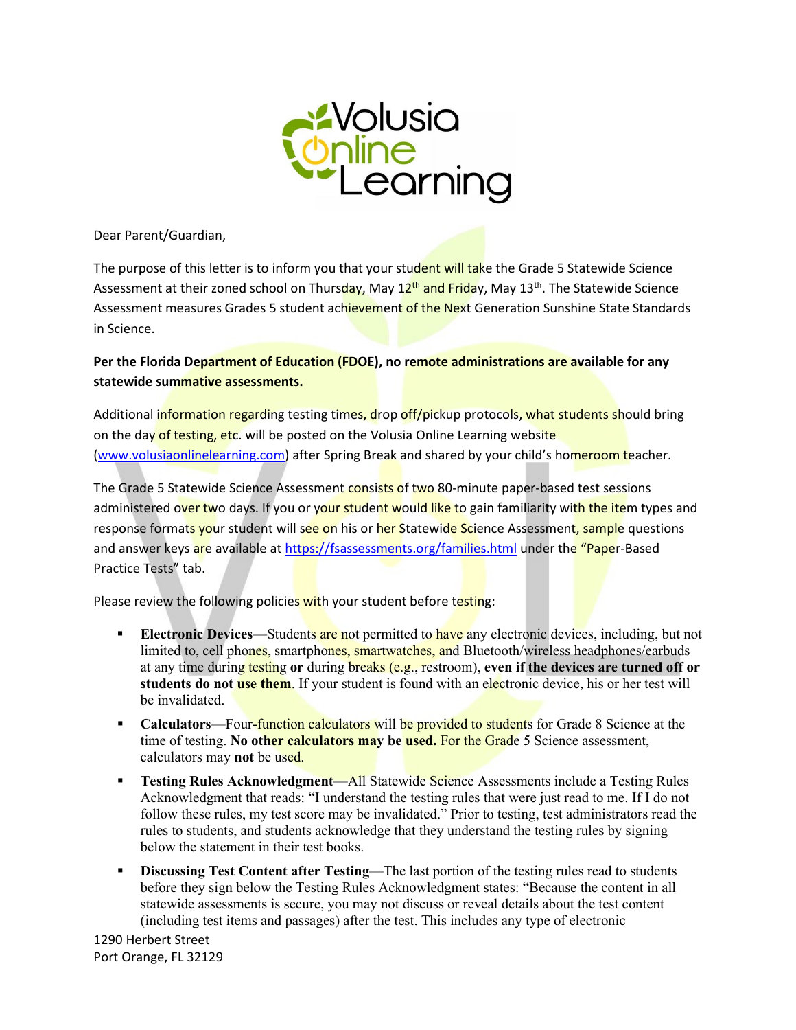Dear Parent/Guardian,

The purpose of this letter is to inform you that your student will take the Grade 5 Statewide Science Assessment at their zoned school on Thursday, May 12th and Friday, May 13th. The Statewide Science Assessment measures Grades 5 student achievement of the Next Generation Sunshine State Standards in Science.

**Per the Florida Department of Education (FDOE), no remote administrations are available for any statewide summative assessments.**

Additional information regarding testing times, drop off/pickup protocols, what students should bring on the day of testing, etc. will be posted on the Volusia Online Learning website (www.volusiaonlinelearning.com) after Spring Break and shared by your child's homeroom teacher.

The Grade 5 Statewide Science Assessment consists of two 80-minute paper-based test sessions administered over two days. If you or your student would like to gain familiarity with the item types and response formats your student will see on his or her Statewide Science Assessment, sample questions and answer keys are available at https://fsassessments.org/families.html under the "Paper-Based Practice Tests" tab.

Please review the following policies with your student before testing:

- **Electronic Devices**—Students are not permitted to have any electronic devices, including, but not limited to, cell phones, smartphones, smartwatches, and Bluetooth/wireless headphones/earbuds at any time during testing **or** during breaks (e.g., restroom), **even if the devices are turned off or students do not use them**. If your student is found with an electronic device, his or her test will be invalidated.
- **Calculators**—Four-function calculators will be provided to students for Grade 8 Science at the time of testing. **No other calculators may be used.** For the Grade 5 Science assessment, calculators may **not** be used.
- **Testing Rules Acknowledgment**—All Statewide Science Assessments include a Testing Rules Acknowledgment that reads: "I understand the testing rules that were just read to me. If I do not follow these rules, my test score may be invalidated." Prior to testing, test administrators read the rules to students, and students acknowledge that they understand the testing rules by signing below the statement in their test books.
- **Discussing Test Content after Testing**—The last portion of the testing rules read to students before they sign below the Testing Rules Acknowledgment states: "Because the content in all statewide assessments is secure, you may not discuss or reveal details about the test content (including test items and passages) after the test. This includes any type of electronic

1290 Herbert Street
Port Orange, FL 32129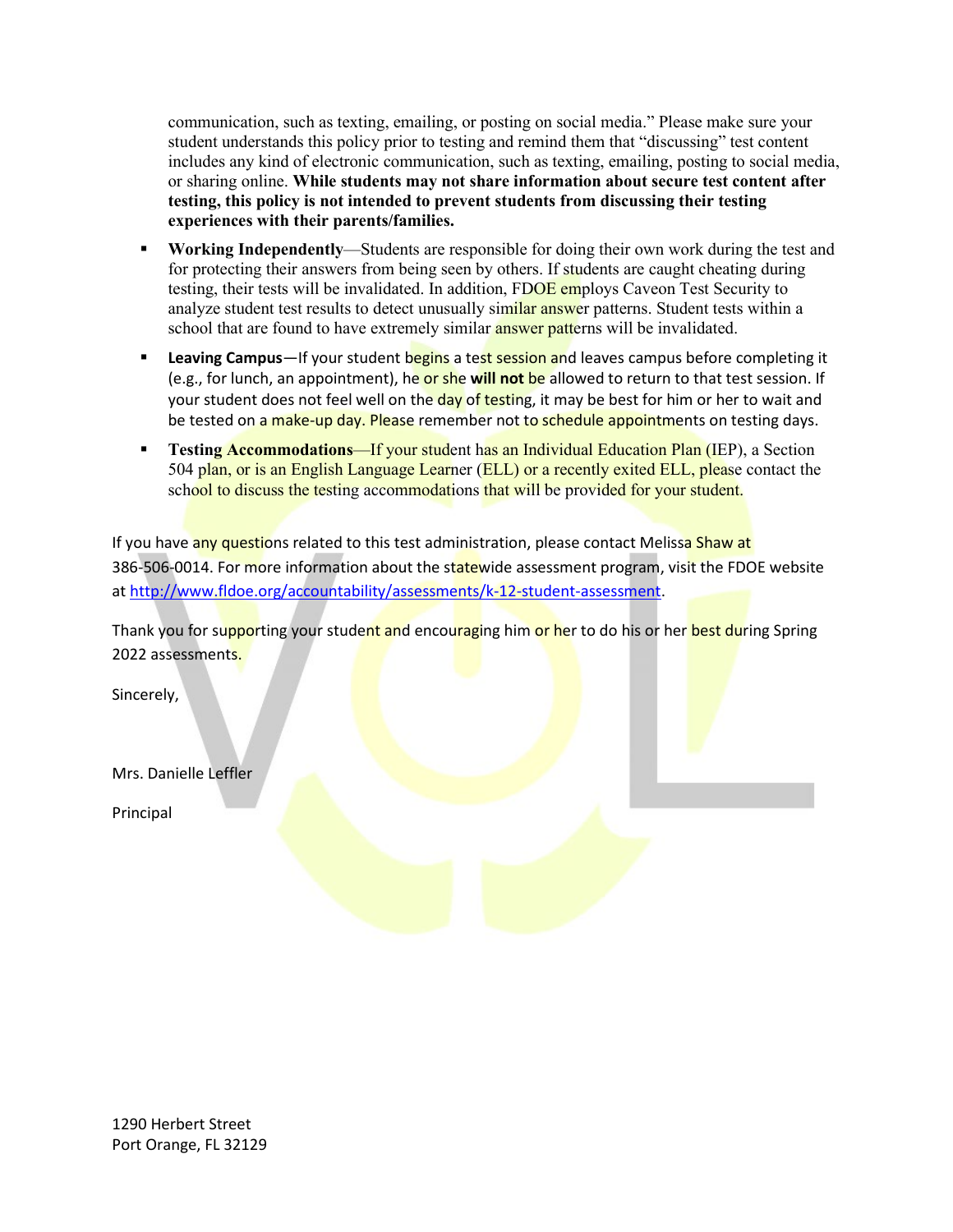communication, such as texting, emailing, or posting on social media." Please make sure your student understands this policy prior to testing and remind them that "discussing" test content includes any kind of electronic communication, such as texting, emailing, posting to social media, or sharing online. **While students may not share information about secure test content after testing, this policy is not intended to prevent students from discussing their testing experiences with their parents/families.**

- **Working Independently**—Students are responsible for doing their own work during the test and for protecting their answers from being seen by others. If students are caught cheating during testing, their tests will be invalidated. In addition, FDOE employs Caveon Test Security to analyze student test results to detect unusually similar answer patterns. Student tests within a school that are found to have extremely similar answer patterns will be invalidated.
- **Leaving Campus**—If your student begins a test session and leaves campus before completing it (e.g., for lunch, an appointment), he or she **will not** be allowed to return to that test session. If your student does not feel well on the day of testing, it may be best for him or her to wait and be tested on a make-up day. Please remember not to schedule appointments on testing days.
- **Testing Accommodations**—If your student has an Individual Education Plan (IEP), a Section 504 plan, or is an English Language Learner (ELL) or a recently exited ELL, please contact the school to discuss the testing accommodations that will be provided for your student.

If you have any questions related to this test administration, please contact Melissa Shaw at 386-506-0014. For more information about the statewide assessment program, visit the FDOE website at http://www.fldoe.org/accountability/assessments/k-12-student-assessment.

Thank you for supporting your student and encouraging him or her to do his or her best during Spring 2022 assessments.

Sincerely,

Mrs. Danielle Leffler

Principal

1290 Herbert Street
Port Orange, FL 32129